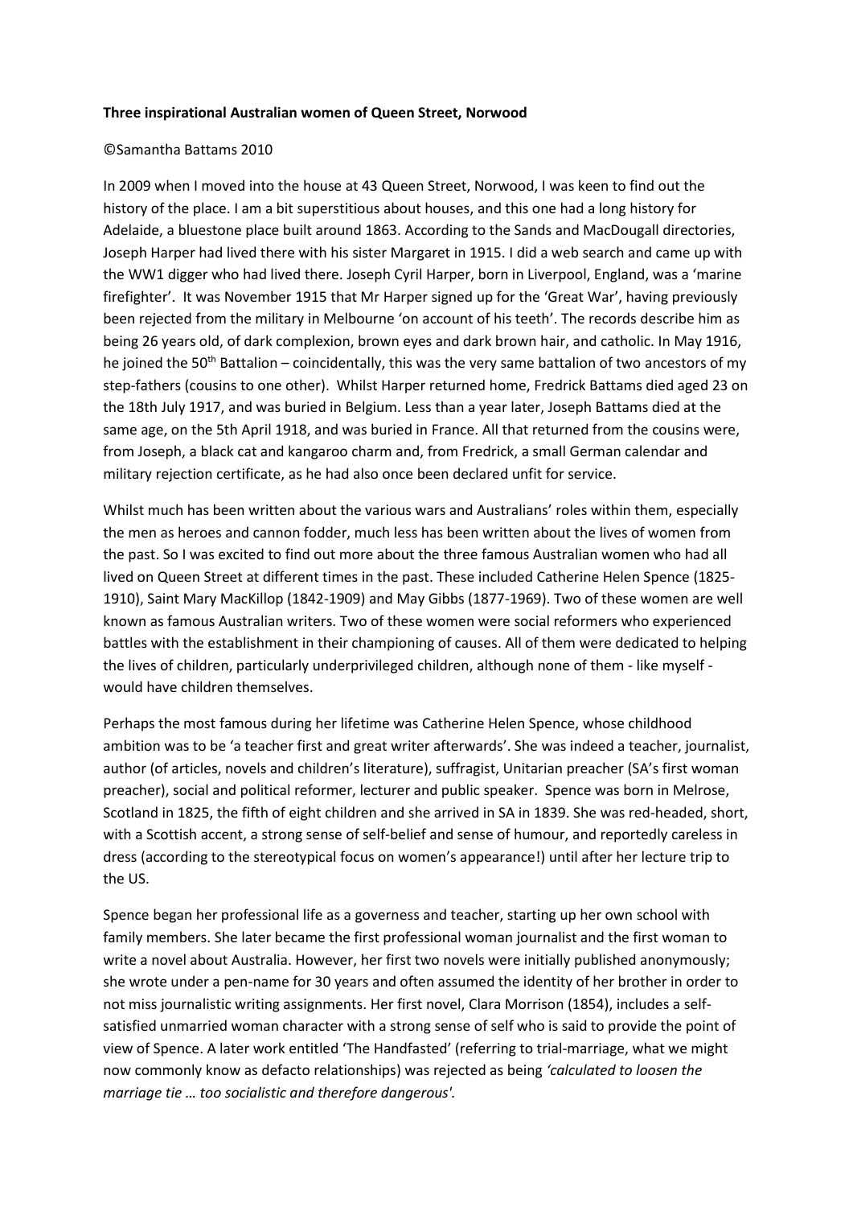**Three inspirational Australian women of Queen Street, Norwood**

©Samantha Battams 2010

In 2009 when I moved into the house at 43 Queen Street, Norwood, I was keen to find out the history of the place. I am a bit superstitious about houses, and this one had a long history for Adelaide, a bluestone place built around 1863. According to the Sands and MacDougall directories, Joseph Harper had lived there with his sister Margaret in 1915. I did a web search and came up with the WW1 digger who had lived there. Joseph Cyril Harper, born in Liverpool, England, was a 'marine firefighter'. It was November 1915 that Mr Harper signed up for the 'Great War', having previously been rejected from the military in Melbourne 'on account of his teeth'. The records describe him as being 26 years old, of dark complexion, brown eyes and dark brown hair, and catholic. In May 1916, he joined the 50th Battalion – coincidentally, this was the very same battalion of two ancestors of my step-fathers (cousins to one other). Whilst Harper returned home, Fredrick Battams died aged 23 on the 18th July 1917, and was buried in Belgium. Less than a year later, Joseph Battams died at the same age, on the 5th April 1918, and was buried in France. All that returned from the cousins were, from Joseph, a black cat and kangaroo charm and, from Fredrick, a small German calendar and military rejection certificate, as he had also once been declared unfit for service.

Whilst much has been written about the various wars and Australians' roles within them, especially the men as heroes and cannon fodder, much less has been written about the lives of women from the past. So I was excited to find out more about the three famous Australian women who had all lived on Queen Street at different times in the past. These included Catherine Helen Spence (1825-1910), Saint Mary MacKillop (1842-1909) and May Gibbs (1877-1969). Two of these women are well known as famous Australian writers. Two of these women were social reformers who experienced battles with the establishment in their championing of causes. All of them were dedicated to helping the lives of children, particularly underprivileged children, although none of them - like myself - would have children themselves.

Perhaps the most famous during her lifetime was Catherine Helen Spence, whose childhood ambition was to be 'a teacher first and great writer afterwards'. She was indeed a teacher, journalist, author (of articles, novels and children's literature), suffragist, Unitarian preacher (SA's first woman preacher), social and political reformer, lecturer and public speaker. Spence was born in Melrose, Scotland in 1825, the fifth of eight children and she arrived in SA in 1839. She was red-headed, short, with a Scottish accent, a strong sense of self-belief and sense of humour, and reportedly careless in dress (according to the stereotypical focus on women's appearance!) until after her lecture trip to the US.

Spence began her professional life as a governess and teacher, starting up her own school with family members. She later became the first professional woman journalist and the first woman to write a novel about Australia. However, her first two novels were initially published anonymously; she wrote under a pen-name for 30 years and often assumed the identity of her brother in order to not miss journalistic writing assignments. Her first novel, Clara Morrison (1854), includes a self-satisfied unmarried woman character with a strong sense of self who is said to provide the point of view of Spence. A later work entitled 'The Handfasted' (referring to trial-marriage, what we might now commonly know as defacto relationships) was rejected as being *'calculated to loosen the marriage tie … too socialistic and therefore dangerous'.*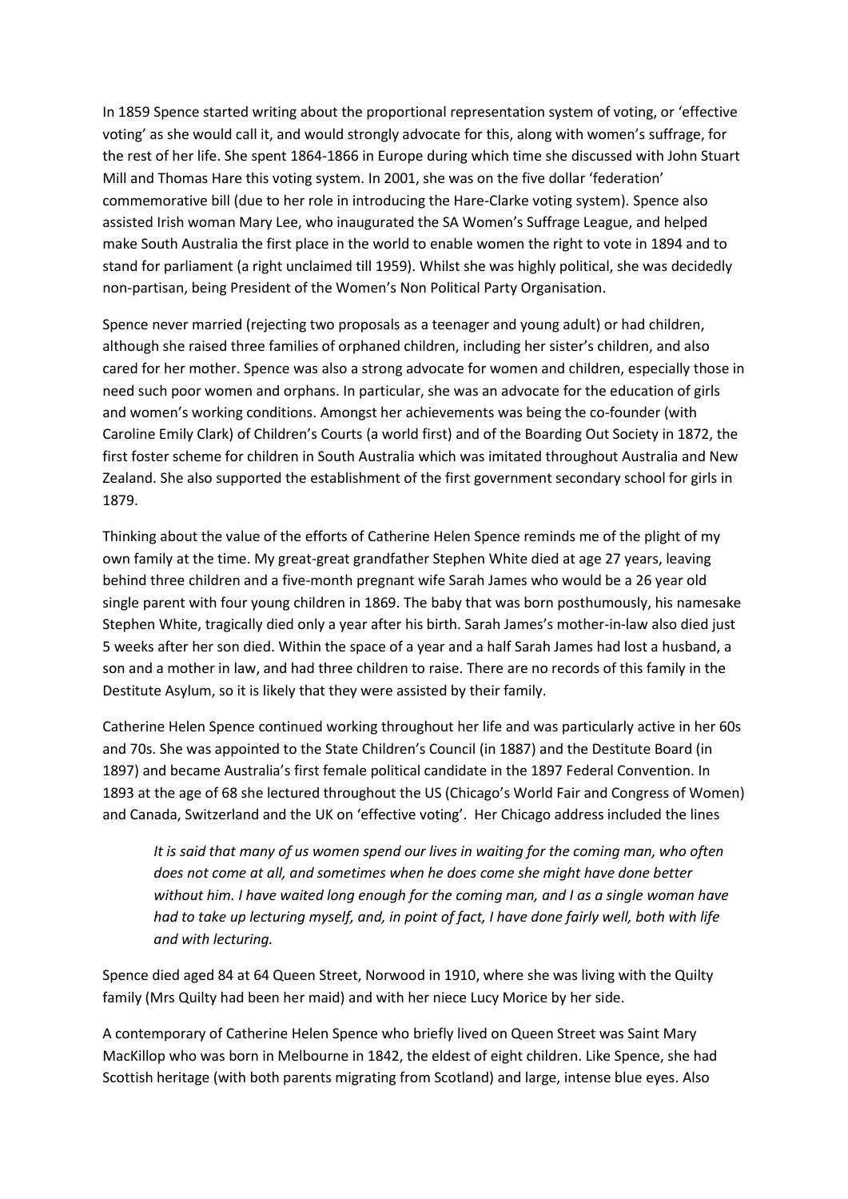In 1859 Spence started writing about the proportional representation system of voting, or 'effective voting' as she would call it, and would strongly advocate for this, along with women's suffrage, for the rest of her life. She spent 1864-1866 in Europe during which time she discussed with John Stuart Mill and Thomas Hare this voting system. In 2001, she was on the five dollar 'federation' commemorative bill (due to her role in introducing the Hare-Clarke voting system). Spence also assisted Irish woman Mary Lee, who inaugurated the SA Women's Suffrage League, and helped make South Australia the first place in the world to enable women the right to vote in 1894 and to stand for parliament (a right unclaimed till 1959). Whilst she was highly political, she was decidedly non-partisan, being President of the Women's Non Political Party Organisation.

Spence never married (rejecting two proposals as a teenager and young adult) or had children, although she raised three families of orphaned children, including her sister's children, and also cared for her mother. Spence was also a strong advocate for women and children, especially those in need such poor women and orphans. In particular, she was an advocate for the education of girls and women's working conditions. Amongst her achievements was being the co-founder (with Caroline Emily Clark) of Children's Courts (a world first) and of the Boarding Out Society in 1872, the first foster scheme for children in South Australia which was imitated throughout Australia and New Zealand. She also supported the establishment of the first government secondary school for girls in 1879.

Thinking about the value of the efforts of Catherine Helen Spence reminds me of the plight of my own family at the time. My great-great grandfather Stephen White died at age 27 years, leaving behind three children and a five-month pregnant wife Sarah James who would be a 26 year old single parent with four young children in 1869. The baby that was born posthumously, his namesake Stephen White, tragically died only a year after his birth. Sarah James's mother-in-law also died just 5 weeks after her son died. Within the space of a year and a half Sarah James had lost a husband, a son and a mother in law, and had three children to raise. There are no records of this family in the Destitute Asylum, so it is likely that they were assisted by their family.

Catherine Helen Spence continued working throughout her life and was particularly active in her 60s and 70s. She was appointed to the State Children's Council (in 1887) and the Destitute Board (in 1897) and became Australia's first female political candidate in the 1897 Federal Convention. In 1893 at the age of 68 she lectured throughout the US (Chicago's World Fair and Congress of Women) and Canada, Switzerland and the UK on 'effective voting'. Her Chicago address included the lines

> *It is said that many of us women spend our lives in waiting for the coming man, who often does not come at all, and sometimes when he does come she might have done better without him. I have waited long enough for the coming man, and I as a single woman have had to take up lecturing myself, and, in point of fact, I have done fairly well, both with life and with lecturing.*

Spence died aged 84 at 64 Queen Street, Norwood in 1910, where she was living with the Quilty family (Mrs Quilty had been her maid) and with her niece Lucy Morice by her side.

A contemporary of Catherine Helen Spence who briefly lived on Queen Street was Saint Mary MacKillop who was born in Melbourne in 1842, the eldest of eight children. Like Spence, she had Scottish heritage (with both parents migrating from Scotland) and large, intense blue eyes. Also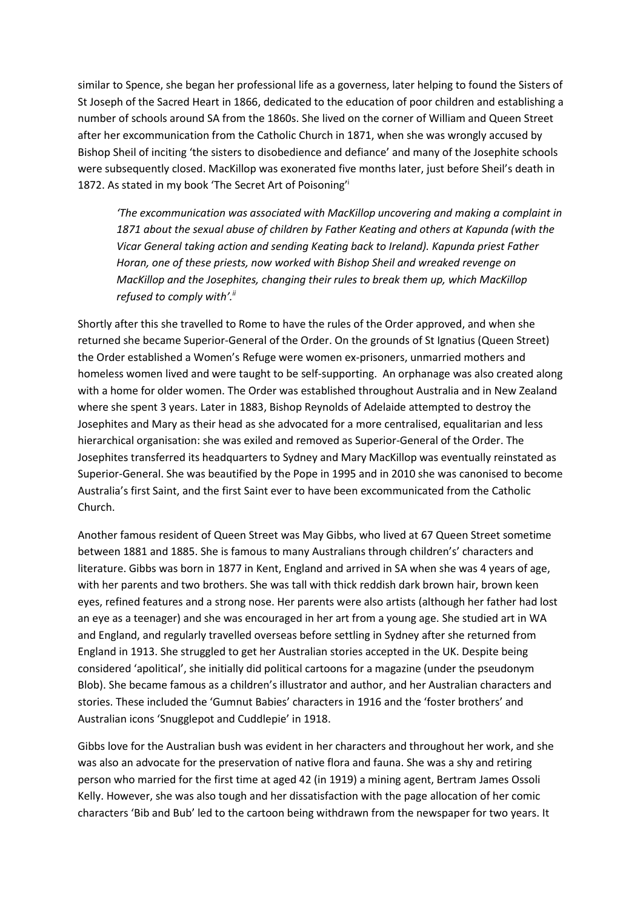similar to Spence, she began her professional life as a governess, later helping to found the Sisters of St Joseph of the Sacred Heart in 1866, dedicated to the education of poor children and establishing a number of schools around SA from the 1860s. She lived on the corner of William and Queen Street after her excommunication from the Catholic Church in 1871, when she was wrongly accused by Bishop Sheil of inciting 'the sisters to disobedience and defiance' and many of the Josephite schools were subsequently closed. MacKillop was exonerated five months later, just before Sheil's death in 1872. As stated in my book 'The Secret Art of Poisoning'[i]

> *'The excommunication was associated with MacKillop uncovering and making a complaint in 1871 about the sexual abuse of children by Father Keating and others at Kapunda (with the Vicar General taking action and sending Keating back to Ireland). Kapunda priest Father Horan, one of these priests, now worked with Bishop Sheil and wreaked revenge on MacKillop and the Josephites, changing their rules to break them up, which MacKillop refused to comply with'.*[ii]

Shortly after this she travelled to Rome to have the rules of the Order approved, and when she returned she became Superior-General of the Order. On the grounds of St Ignatius (Queen Street) the Order established a Women's Refuge were women ex-prisoners, unmarried mothers and homeless women lived and were taught to be self-supporting. An orphanage was also created along with a home for older women. The Order was established throughout Australia and in New Zealand where she spent 3 years. Later in 1883, Bishop Reynolds of Adelaide attempted to destroy the Josephites and Mary as their head as she advocated for a more centralised, equalitarian and less hierarchical organisation: she was exiled and removed as Superior-General of the Order. The Josephites transferred its headquarters to Sydney and Mary MacKillop was eventually reinstated as Superior-General. She was beautified by the Pope in 1995 and in 2010 she was canonised to become Australia's first Saint, and the first Saint ever to have been excommunicated from the Catholic Church.

Another famous resident of Queen Street was May Gibbs, who lived at 67 Queen Street sometime between 1881 and 1885. She is famous to many Australians through children's' characters and literature. Gibbs was born in 1877 in Kent, England and arrived in SA when she was 4 years of age, with her parents and two brothers. She was tall with thick reddish dark brown hair, brown keen eyes, refined features and a strong nose. Her parents were also artists (although her father had lost an eye as a teenager) and she was encouraged in her art from a young age. She studied art in WA and England, and regularly travelled overseas before settling in Sydney after she returned from England in 1913. She struggled to get her Australian stories accepted in the UK. Despite being considered 'apolitical', she initially did political cartoons for a magazine (under the pseudonym Blob). She became famous as a children's illustrator and author, and her Australian characters and stories. These included the 'Gumnut Babies' characters in 1916 and the 'foster brothers' and Australian icons 'Snugglepot and Cuddlepie' in 1918.

Gibbs love for the Australian bush was evident in her characters and throughout her work, and she was also an advocate for the preservation of native flora and fauna. She was a shy and retiring person who married for the first time at aged 42 (in 1919) a mining agent, Bertram James Ossoli Kelly. However, she was also tough and her dissatisfaction with the page allocation of her comic characters 'Bib and Bub' led to the cartoon being withdrawn from the newspaper for two years. It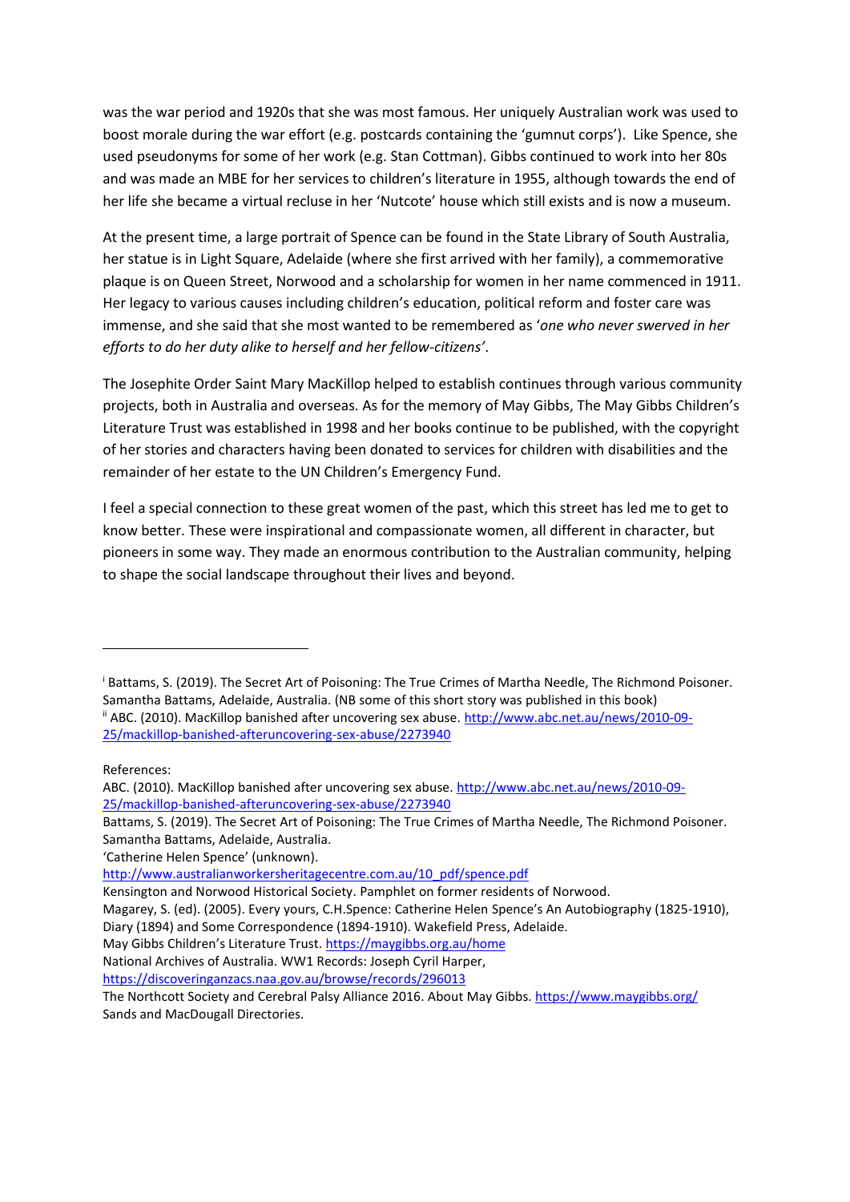was the war period and 1920s that she was most famous. Her uniquely Australian work was used to boost morale during the war effort (e.g. postcards containing the 'gumnut corps'). Like Spence, she used pseudonyms for some of her work (e.g. Stan Cottman). Gibbs continued to work into her 80s and was made an MBE for her services to children's literature in 1955, although towards the end of her life she became a virtual recluse in her 'Nutcote' house which still exists and is now a museum.

At the present time, a large portrait of Spence can be found in the State Library of South Australia, her statue is in Light Square, Adelaide (where she first arrived with her family), a commemorative plaque is on Queen Street, Norwood and a scholarship for women in her name commenced in 1911. Her legacy to various causes including children's education, political reform and foster care was immense, and she said that she most wanted to be remembered as '*one who never swerved in her efforts to do her duty alike to herself and her fellow-citizens*'.

The Josephite Order Saint Mary MacKillop helped to establish continues through various community projects, both in Australia and overseas. As for the memory of May Gibbs, The May Gibbs Children's Literature Trust was established in 1998 and her books continue to be published, with the copyright of her stories and characters having been donated to services for children with disabilities and the remainder of her estate to the UN Children's Emergency Fund.

I feel a special connection to these great women of the past, which this street has led me to get to know better. These were inspirational and compassionate women, all different in character, but pioneers in some way. They made an enormous contribution to the Australian community, helping to shape the social landscape throughout their lives and beyond.

---

[i] Battams, S. (2019). The Secret Art of Poisoning: The True Crimes of Martha Needle, The Richmond Poisoner. Samantha Battams, Adelaide, Australia. (NB some of this short story was published in this book)
[ii] ABC. (2010). MacKillop banished after uncovering sex abuse. http://www.abc.net.au/news/2010-09-25/mackillop-banished-afteruncovering-sex-abuse/2273940

References:

ABC. (2010). MacKillop banished after uncovering sex abuse. http://www.abc.net.au/news/2010-09-25/mackillop-banished-afteruncovering-sex-abuse/2273940
Battams, S. (2019). The Secret Art of Poisoning: The True Crimes of Martha Needle, The Richmond Poisoner. Samantha Battams, Adelaide, Australia.
'Catherine Helen Spence' (unknown).
http://www.australianworkersheritagecentre.com.au/10_pdf/spence.pdf
Kensington and Norwood Historical Society. Pamphlet on former residents of Norwood.
Magarey, S. (ed). (2005). Every yours, C.H.Spence: Catherine Helen Spence's An Autobiography (1825-1910), Diary (1894) and Some Correspondence (1894-1910). Wakefield Press, Adelaide.
May Gibbs Children's Literature Trust. https://maygibbs.org.au/home
National Archives of Australia. WW1 Records: Joseph Cyril Harper,
https://discoveringanzacs.naa.gov.au/browse/records/296013
The Northcott Society and Cerebral Palsy Alliance 2016. About May Gibbs. https://www.maygibbs.org/
Sands and MacDougall Directories.